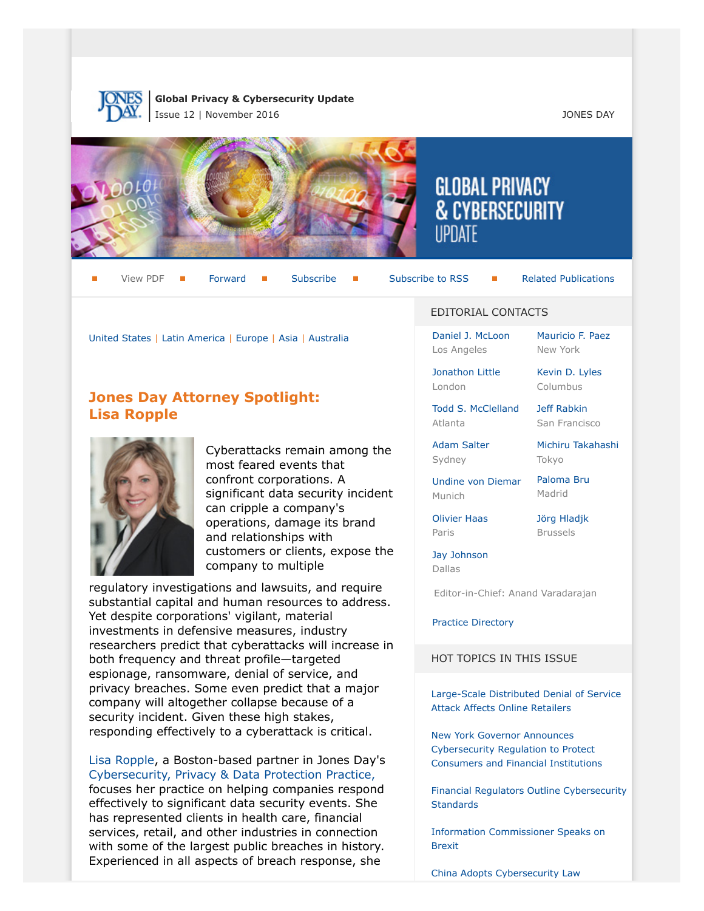**Global Privacy & Cybersecurity Update**
Issue 12 | November 2016

JONES DAY

# GLOBAL PRIVACY & CYBERSECURITY UPDATE

View PDF | Forward | Subscribe | Subscribe to RSS | Related Publications

United States | Latin America | Europe | Asia | Australia

## Jones Day Attorney Spotlight: Lisa Ropple

Cyberattacks remain among the most feared events that confront corporations. A significant data security incident can cripple a company's operations, damage its brand and relationships with customers or clients, expose the company to multiple regulatory investigations and lawsuits, and require substantial capital and human resources to address. Yet despite corporations' vigilant, material investments in defensive measures, industry researchers predict that cyberattacks will increase in both frequency and threat profile—targeted espionage, ransomware, denial of service, and privacy breaches. Some even predict that a major company will altogether collapse because of a security incident. Given these high stakes, responding effectively to a cyberattack is critical.

Lisa Ropple, a Boston-based partner in Jones Day's Cybersecurity, Privacy & Data Protection Practice, focuses her practice on helping companies respond effectively to significant data security events. She has represented clients in health care, financial services, retail, and other industries in connection with some of the largest public breaches in history. Experienced in all aspects of breach response, she

### EDITORIAL CONTACTS

Daniel J. McLoon
Los Angeles

Mauricio F. Paez
New York

Jonathon Little
London

Kevin D. Lyles
Columbus

Todd S. McClelland
Atlanta

Jeff Rabkin
San Francisco

Adam Salter
Sydney

Michiru Takahashi
Tokyo

Undine von Diemar
Munich

Paloma Bru
Madrid

Olivier Haas
Paris

Jörg Hladjk
Brussels

Jay Johnson
Dallas

Editor-in-Chief: Anand Varadarajan

Practice Directory

### HOT TOPICS IN THIS ISSUE

Large-Scale Distributed Denial of Service Attack Affects Online Retailers

New York Governor Announces Cybersecurity Regulation to Protect Consumers and Financial Institutions

Financial Regulators Outline Cybersecurity Standards

Information Commissioner Speaks on Brexit

China Adopts Cybersecurity Law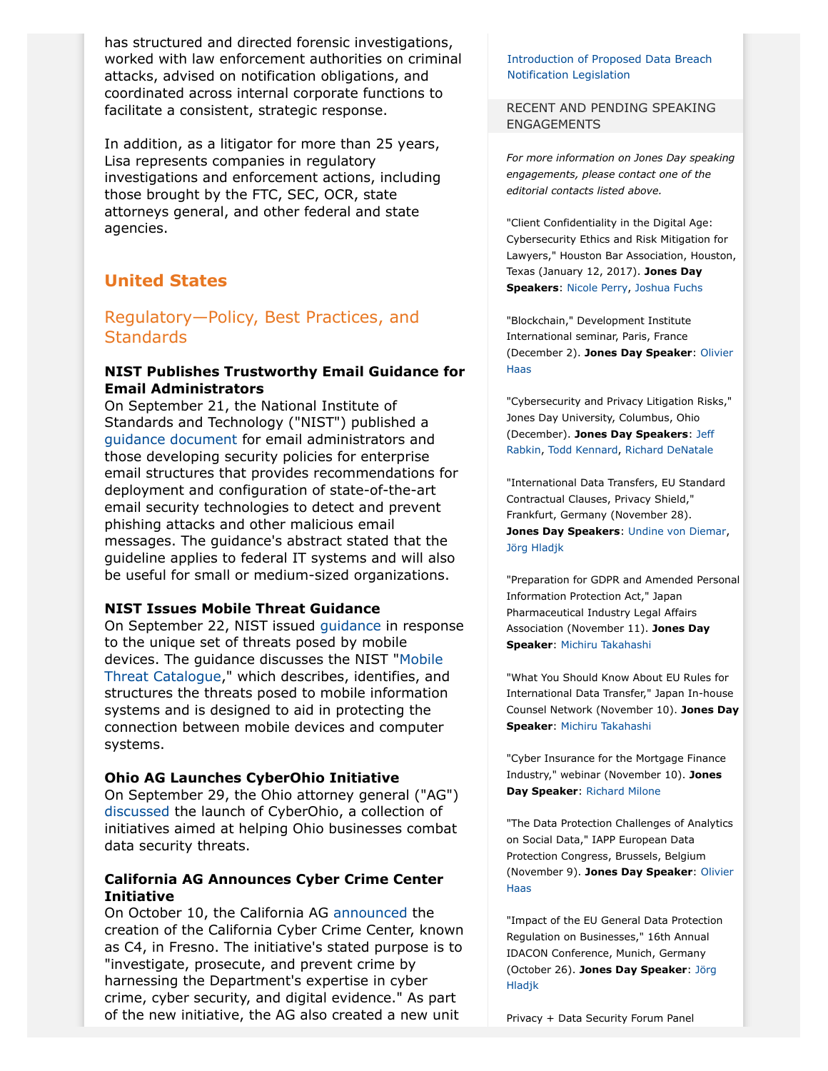has structured and directed forensic investigations, worked with law enforcement authorities on criminal attacks, advised on notification obligations, and coordinated across internal corporate functions to facilitate a consistent, strategic response.

In addition, as a litigator for more than 25 years, Lisa represents companies in regulatory investigations and enforcement actions, including those brought by the FTC, SEC, OCR, state attorneys general, and other federal and state agencies.

## United States

### Regulatory—Policy, Best Practices, and Standards

**NIST Publishes Trustworthy Email Guidance for Email Administrators**
On September 21, the National Institute of Standards and Technology ("NIST") published a guidance document for email administrators and those developing security policies for enterprise email structures that provides recommendations for deployment and configuration of state-of-the-art email security technologies to detect and prevent phishing attacks and other malicious email messages. The guidance's abstract stated that the guideline applies to federal IT systems and will also be useful for small or medium-sized organizations.

**NIST Issues Mobile Threat Guidance**
On September 22, NIST issued guidance in response to the unique set of threats posed by mobile devices. The guidance discusses the NIST "Mobile Threat Catalogue," which describes, identifies, and structures the threats posed to mobile information systems and is designed to aid in protecting the connection between mobile devices and computer systems.

**Ohio AG Launches CyberOhio Initiative**
On September 29, the Ohio attorney general ("AG") discussed the launch of CyberOhio, a collection of initiatives aimed at helping Ohio businesses combat data security threats.

**California AG Announces Cyber Crime Center Initiative**
On October 10, the California AG announced the creation of the California Cyber Crime Center, known as C4, in Fresno. The initiative's stated purpose is to "investigate, prosecute, and prevent crime by harnessing the Department's expertise in cyber crime, cyber security, and digital evidence." As part of the new initiative, the AG also created a new unit

Introduction of Proposed Data Breach Notification Legislation

RECENT AND PENDING SPEAKING ENGAGEMENTS

*For more information on Jones Day speaking engagements, please contact one of the editorial contacts listed above.*

"Client Confidentiality in the Digital Age: Cybersecurity Ethics and Risk Mitigation for Lawyers," Houston Bar Association, Houston, Texas (January 12, 2017). **Jones Day Speakers**: Nicole Perry, Joshua Fuchs

"Blockchain," Development Institute International seminar, Paris, France (December 2). **Jones Day Speaker**: Olivier Haas

"Cybersecurity and Privacy Litigation Risks," Jones Day University, Columbus, Ohio (December). **Jones Day Speakers**: Jeff Rabkin, Todd Kennard, Richard DeNatale

"International Data Transfers, EU Standard Contractual Clauses, Privacy Shield," Frankfurt, Germany (November 28). **Jones Day Speakers**: Undine von Diemar, Jörg Hladjk

"Preparation for GDPR and Amended Personal Information Protection Act," Japan Pharmaceutical Industry Legal Affairs Association (November 11). **Jones Day Speaker**: Michiru Takahashi

"What You Should Know About EU Rules for International Data Transfer," Japan In-house Counsel Network (November 10). **Jones Day Speaker**: Michiru Takahashi

"Cyber Insurance for the Mortgage Finance Industry," webinar (November 10). **Jones Day Speaker**: Richard Milone

"The Data Protection Challenges of Analytics on Social Data," IAPP European Data Protection Congress, Brussels, Belgium (November 9). **Jones Day Speaker**: Olivier Haas

"Impact of the EU General Data Protection Regulation on Businesses," 16th Annual IDACON Conference, Munich, Germany (October 26). **Jones Day Speaker**: Jörg Hladjk

Privacy + Data Security Forum Panel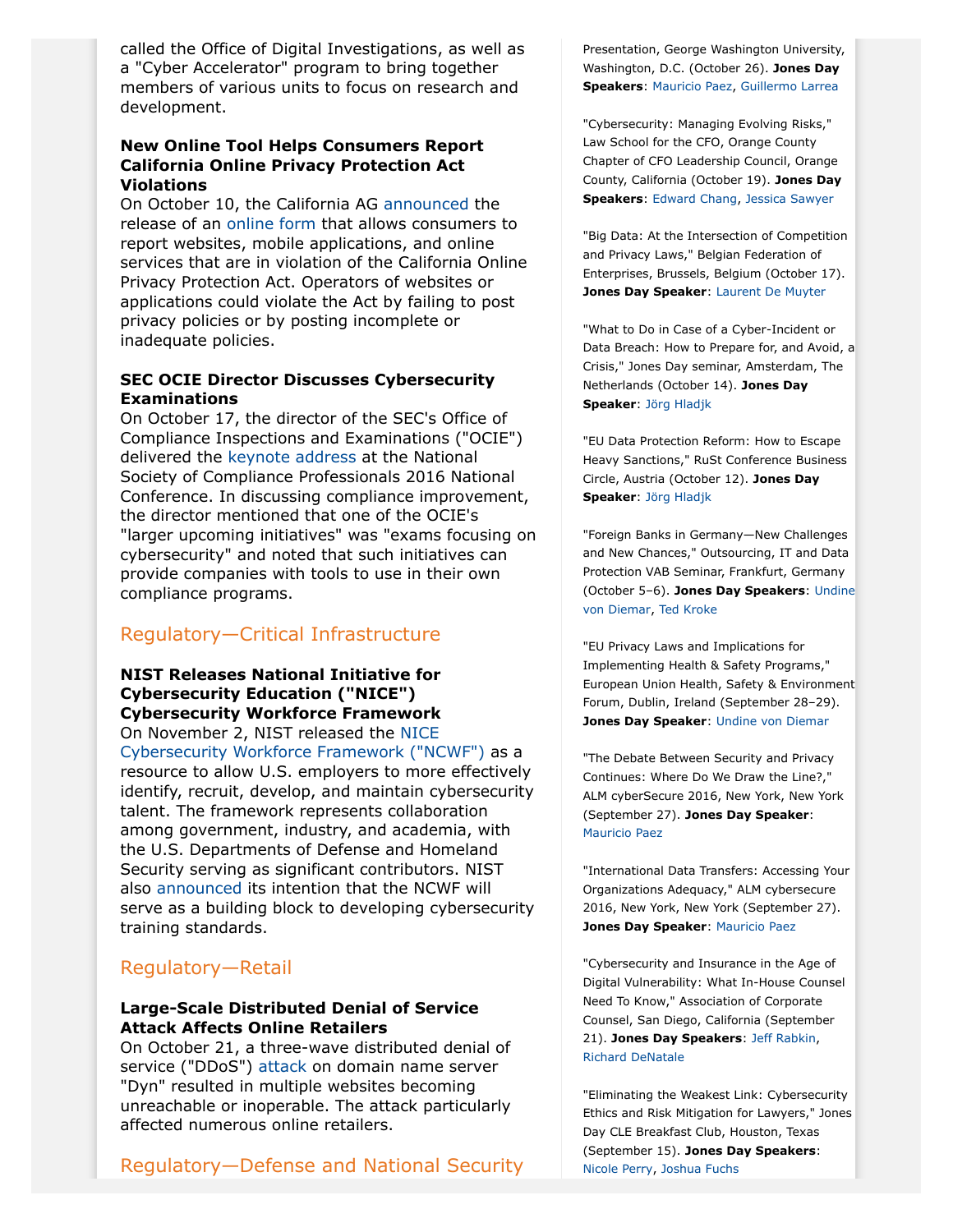called the Office of Digital Investigations, as well as a "Cyber Accelerator" program to bring together members of various units to focus on research and development.

**New Online Tool Helps Consumers Report California Online Privacy Protection Act Violations**

On October 10, the California AG announced the release of an online form that allows consumers to report websites, mobile applications, and online services that are in violation of the California Online Privacy Protection Act. Operators of websites or applications could violate the Act by failing to post privacy policies or by posting incomplete or inadequate policies.

**SEC OCIE Director Discusses Cybersecurity Examinations**

On October 17, the director of the SEC's Office of Compliance Inspections and Examinations ("OCIE") delivered the keynote address at the National Society of Compliance Professionals 2016 National Conference. In discussing compliance improvement, the director mentioned that one of the OCIE's "larger upcoming initiatives" was "exams focusing on cybersecurity" and noted that such initiatives can provide companies with tools to use in their own compliance programs.

## Regulatory—Critical Infrastructure

**NIST Releases National Initiative for Cybersecurity Education ("NICE") Cybersecurity Workforce Framework**

On November 2, NIST released the NICE Cybersecurity Workforce Framework ("NCWF") as a resource to allow U.S. employers to more effectively identify, recruit, develop, and maintain cybersecurity talent. The framework represents collaboration among government, industry, and academia, with the U.S. Departments of Defense and Homeland Security serving as significant contributors. NIST also announced its intention that the NCWF will serve as a building block to developing cybersecurity training standards.

## Regulatory—Retail

**Large-Scale Distributed Denial of Service Attack Affects Online Retailers**

On October 21, a three-wave distributed denial of service ("DDoS") attack on domain name server "Dyn" resulted in multiple websites becoming unreachable or inoperable. The attack particularly affected numerous online retailers.

## Regulatory—Defense and National Security

Presentation, George Washington University, Washington, D.C. (October 26). **Jones Day Speakers**: Mauricio Paez, Guillermo Larrea

"Cybersecurity: Managing Evolving Risks," Law School for the CFO, Orange County Chapter of CFO Leadership Council, Orange County, California (October 19). **Jones Day Speakers**: Edward Chang, Jessica Sawyer

"Big Data: At the Intersection of Competition and Privacy Laws," Belgian Federation of Enterprises, Brussels, Belgium (October 17). **Jones Day Speaker**: Laurent De Muyter

"What to Do in Case of a Cyber-Incident or Data Breach: How to Prepare for, and Avoid, a Crisis," Jones Day seminar, Amsterdam, The Netherlands (October 14). **Jones Day Speaker**: Jörg Hladjk

"EU Data Protection Reform: How to Escape Heavy Sanctions," RuSt Conference Business Circle, Austria (October 12). **Jones Day Speaker**: Jörg Hladjk

"Foreign Banks in Germany—New Challenges and New Chances," Outsourcing, IT and Data Protection VAB Seminar, Frankfurt, Germany (October 5–6). **Jones Day Speakers**: Undine von Diemar, Ted Kroke

"EU Privacy Laws and Implications for Implementing Health & Safety Programs," European Union Health, Safety & Environment Forum, Dublin, Ireland (September 28–29). **Jones Day Speaker**: Undine von Diemar

"The Debate Between Security and Privacy Continues: Where Do We Draw the Line?," ALM cyberSecure 2016, New York, New York (September 27). **Jones Day Speaker**: Mauricio Paez

"International Data Transfers: Accessing Your Organizations Adequacy," ALM cybersecure 2016, New York, New York (September 27). **Jones Day Speaker**: Mauricio Paez

"Cybersecurity and Insurance in the Age of Digital Vulnerability: What In-House Counsel Need To Know," Association of Corporate Counsel, San Diego, California (September 21). **Jones Day Speakers**: Jeff Rabkin, Richard DeNatale

"Eliminating the Weakest Link: Cybersecurity Ethics and Risk Mitigation for Lawyers," Jones Day CLE Breakfast Club, Houston, Texas (September 15). **Jones Day Speakers**: Nicole Perry, Joshua Fuchs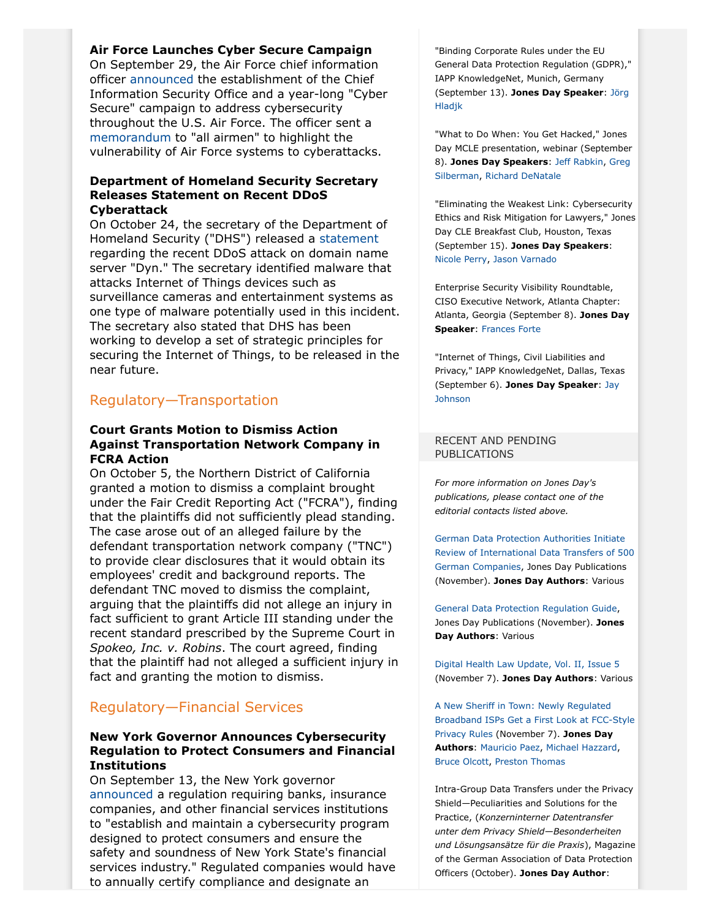**Air Force Launches Cyber Secure Campaign**

On September 29, the Air Force chief information officer announced the establishment of the Chief Information Security Office and a year-long "Cyber Secure" campaign to address cybersecurity throughout the U.S. Air Force. The officer sent a memorandum to "all airmen" to highlight the vulnerability of Air Force systems to cyberattacks.

**Department of Homeland Security Secretary Releases Statement on Recent DDoS Cyberattack**

On October 24, the secretary of the Department of Homeland Security ("DHS") released a statement regarding the recent DDoS attack on domain name server "Dyn." The secretary identified malware that attacks Internet of Things devices such as surveillance cameras and entertainment systems as one type of malware potentially used in this incident. The secretary also stated that DHS has been working to develop a set of strategic principles for securing the Internet of Things, to be released in the near future.

## Regulatory—Transportation

**Court Grants Motion to Dismiss Action Against Transportation Network Company in FCRA Action**

On October 5, the Northern District of California granted a motion to dismiss a complaint brought under the Fair Credit Reporting Act ("FCRA"), finding that the plaintiffs did not sufficiently plead standing. The case arose out of an alleged failure by the defendant transportation network company ("TNC") to provide clear disclosures that it would obtain its employees' credit and background reports. The defendant TNC moved to dismiss the complaint, arguing that the plaintiffs did not allege an injury in fact sufficient to grant Article III standing under the recent standard prescribed by the Supreme Court in *Spokeo, Inc. v. Robins*. The court agreed, finding that the plaintiff had not alleged a sufficient injury in fact and granting the motion to dismiss.

## Regulatory—Financial Services

**New York Governor Announces Cybersecurity Regulation to Protect Consumers and Financial Institutions**

On September 13, the New York governor announced a regulation requiring banks, insurance companies, and other financial services institutions to "establish and maintain a cybersecurity program designed to protect consumers and ensure the safety and soundness of New York State's financial services industry." Regulated companies would have to annually certify compliance and designate an

"Binding Corporate Rules under the EU General Data Protection Regulation (GDPR)," IAPP KnowledgeNet, Munich, Germany (September 13). **Jones Day Speaker**: Jörg Hladjk

"What to Do When: You Get Hacked," Jones Day MCLE presentation, webinar (September 8). **Jones Day Speakers**: Jeff Rabkin, Greg Silberman, Richard DeNatale

"Eliminating the Weakest Link: Cybersecurity Ethics and Risk Mitigation for Lawyers," Jones Day CLE Breakfast Club, Houston, Texas (September 15). **Jones Day Speakers**: Nicole Perry, Jason Varnado

Enterprise Security Visibility Roundtable, CISO Executive Network, Atlanta Chapter: Atlanta, Georgia (September 8). **Jones Day Speaker**: Frances Forte

"Internet of Things, Civil Liabilities and Privacy," IAPP KnowledgeNet, Dallas, Texas (September 6). **Jones Day Speaker**: Jay Johnson

RECENT AND PENDING PUBLICATIONS

*For more information on Jones Day's publications, please contact one of the editorial contacts listed above.*

German Data Protection Authorities Initiate Review of International Data Transfers of 500 German Companies, Jones Day Publications (November). **Jones Day Authors**: Various

General Data Protection Regulation Guide, Jones Day Publications (November). **Jones Day Authors**: Various

Digital Health Law Update, Vol. II, Issue 5 (November 7). **Jones Day Authors**: Various

A New Sheriff in Town: Newly Regulated Broadband ISPs Get a First Look at FCC-Style Privacy Rules (November 7). **Jones Day Authors**: Mauricio Paez, Michael Hazzard, Bruce Olcott, Preston Thomas

Intra-Group Data Transfers under the Privacy Shield—Peculiarities and Solutions for the Practice, (*Konzerninterner Datentransfer unter dem Privacy Shield—Besonderheiten und Lösungsansätze für die Praxis*), Magazine of the German Association of Data Protection Officers (October). **Jones Day Author**: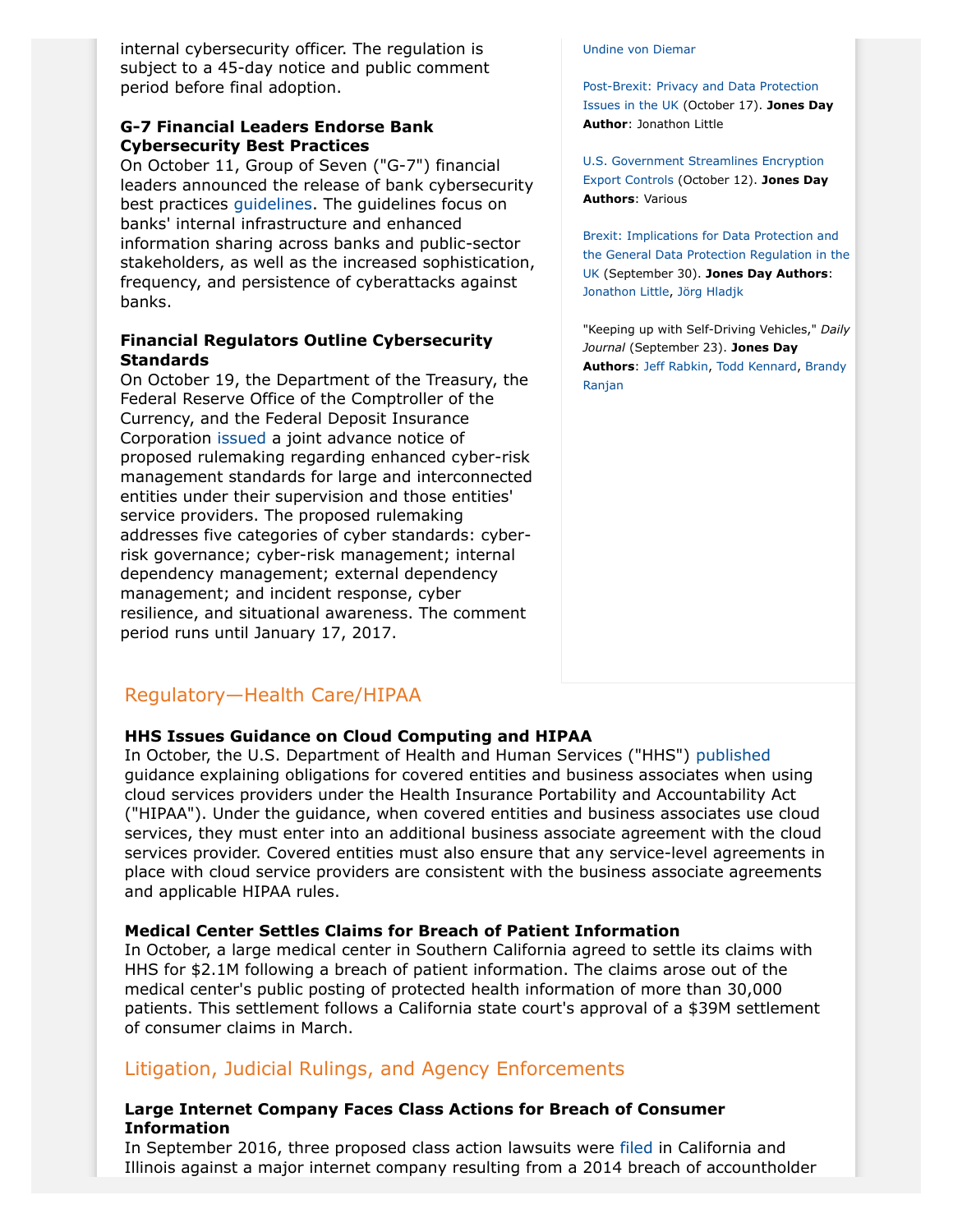internal cybersecurity officer. The regulation is subject to a 45-day notice and public comment period before final adoption.

**G-7 Financial Leaders Endorse Bank Cybersecurity Best Practices**
On October 11, Group of Seven ("G-7") financial leaders announced the release of bank cybersecurity best practices guidelines. The guidelines focus on banks' internal infrastructure and enhanced information sharing across banks and public-sector stakeholders, as well as the increased sophistication, frequency, and persistence of cyberattacks against banks.

**Financial Regulators Outline Cybersecurity Standards**
On October 19, the Department of the Treasury, the Federal Reserve Office of the Comptroller of the Currency, and the Federal Deposit Insurance Corporation issued a joint advance notice of proposed rulemaking regarding enhanced cyber-risk management standards for large and interconnected entities under their supervision and those entities' service providers. The proposed rulemaking addresses five categories of cyber standards: cyber-risk governance; cyber-risk management; internal dependency management; external dependency management; and incident response, cyber resilience, and situational awareness. The comment period runs until January 17, 2017.

Undine von Diemar

Post-Brexit: Privacy and Data Protection Issues in the UK (October 17). **Jones Day Author**: Jonathon Little

U.S. Government Streamlines Encryption Export Controls (October 12). **Jones Day Authors**: Various

Brexit: Implications for Data Protection and the General Data Protection Regulation in the UK (September 30). **Jones Day Authors**: Jonathon Little, Jörg Hladjk

"Keeping up with Self-Driving Vehicles," *Daily Journal* (September 23). **Jones Day Authors**: Jeff Rabkin, Todd Kennard, Brandy Ranjan

## Regulatory—Health Care/HIPAA

**HHS Issues Guidance on Cloud Computing and HIPAA**
In October, the U.S. Department of Health and Human Services ("HHS") published guidance explaining obligations for covered entities and business associates when using cloud services providers under the Health Insurance Portability and Accountability Act ("HIPAA"). Under the guidance, when covered entities and business associates use cloud services, they must enter into an additional business associate agreement with the cloud services provider. Covered entities must also ensure that any service-level agreements in place with cloud service providers are consistent with the business associate agreements and applicable HIPAA rules.

**Medical Center Settles Claims for Breach of Patient Information**
In October, a large medical center in Southern California agreed to settle its claims with HHS for $2.1M following a breach of patient information. The claims arose out of the medical center's public posting of protected health information of more than 30,000 patients. This settlement follows a California state court's approval of a $39M settlement of consumer claims in March.

## Litigation, Judicial Rulings, and Agency Enforcements

**Large Internet Company Faces Class Actions for Breach of Consumer Information**
In September 2016, three proposed class action lawsuits were filed in California and Illinois against a major internet company resulting from a 2014 breach of accountholder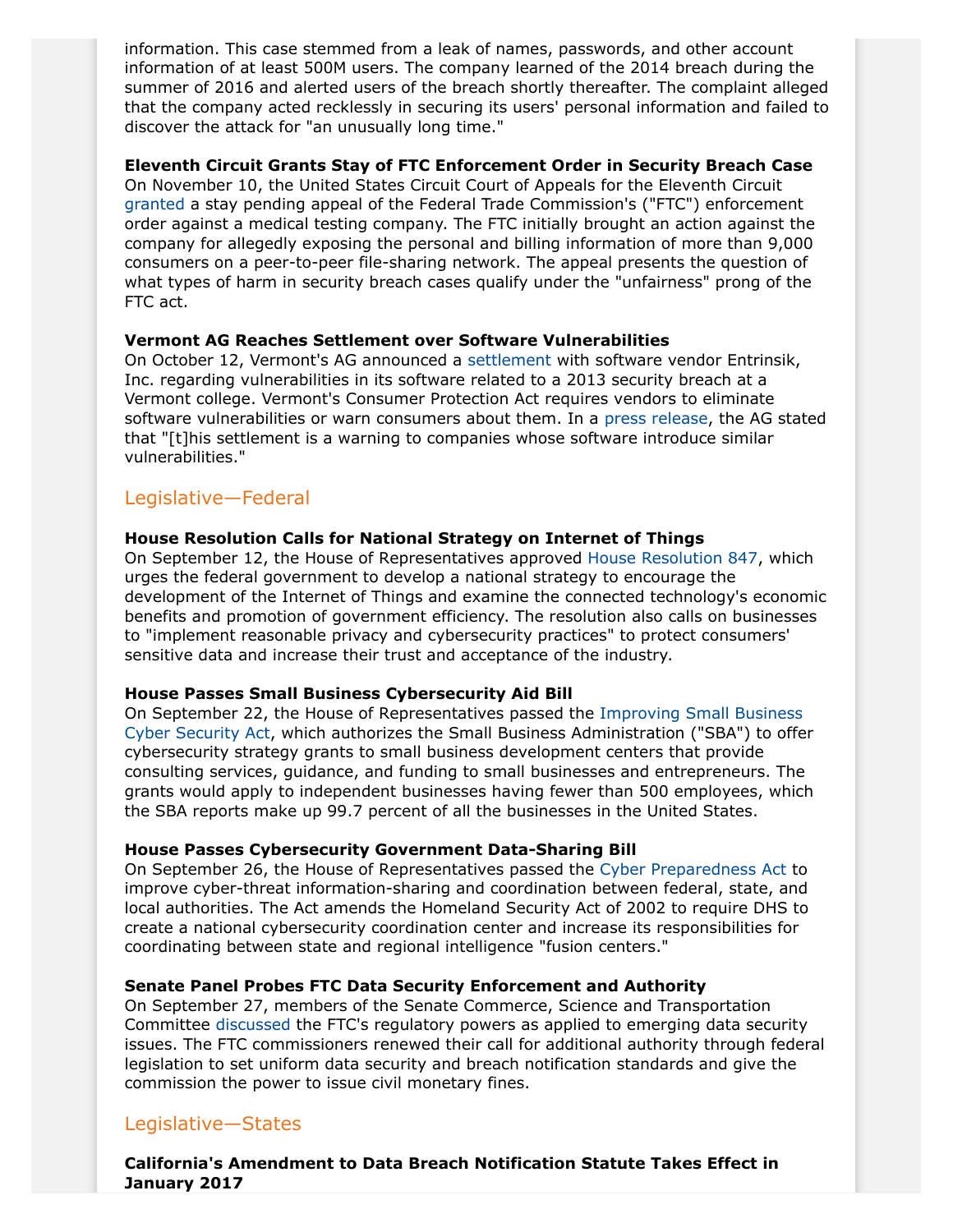information. This case stemmed from a leak of names, passwords, and other account information of at least 500M users. The company learned of the 2014 breach during the summer of 2016 and alerted users of the breach shortly thereafter. The complaint alleged that the company acted recklessly in securing its users' personal information and failed to discover the attack for "an unusually long time."

**Eleventh Circuit Grants Stay of FTC Enforcement Order in Security Breach Case**
On November 10, the United States Circuit Court of Appeals for the Eleventh Circuit granted a stay pending appeal of the Federal Trade Commission's ("FTC") enforcement order against a medical testing company. The FTC initially brought an action against the company for allegedly exposing the personal and billing information of more than 9,000 consumers on a peer-to-peer file-sharing network. The appeal presents the question of what types of harm in security breach cases qualify under the "unfairness" prong of the FTC act.

**Vermont AG Reaches Settlement over Software Vulnerabilities**
On October 12, Vermont's AG announced a settlement with software vendor Entrinsik, Inc. regarding vulnerabilities in its software related to a 2013 security breach at a Vermont college. Vermont's Consumer Protection Act requires vendors to eliminate software vulnerabilities or warn consumers about them. In a press release, the AG stated that "[t]his settlement is a warning to companies whose software introduce similar vulnerabilities."

## Legislative—Federal

**House Resolution Calls for National Strategy on Internet of Things**
On September 12, the House of Representatives approved House Resolution 847, which urges the federal government to develop a national strategy to encourage the development of the Internet of Things and examine the connected technology's economic benefits and promotion of government efficiency. The resolution also calls on businesses to "implement reasonable privacy and cybersecurity practices" to protect consumers' sensitive data and increase their trust and acceptance of the industry.

**House Passes Small Business Cybersecurity Aid Bill**
On September 22, the House of Representatives passed the Improving Small Business Cyber Security Act, which authorizes the Small Business Administration ("SBA") to offer cybersecurity strategy grants to small business development centers that provide consulting services, guidance, and funding to small businesses and entrepreneurs. The grants would apply to independent businesses having fewer than 500 employees, which the SBA reports make up 99.7 percent of all the businesses in the United States.

**House Passes Cybersecurity Government Data-Sharing Bill**
On September 26, the House of Representatives passed the Cyber Preparedness Act to improve cyber-threat information-sharing and coordination between federal, state, and local authorities. The Act amends the Homeland Security Act of 2002 to require DHS to create a national cybersecurity coordination center and increase its responsibilities for coordinating between state and regional intelligence "fusion centers."

**Senate Panel Probes FTC Data Security Enforcement and Authority**
On September 27, members of the Senate Commerce, Science and Transportation Committee discussed the FTC's regulatory powers as applied to emerging data security issues. The FTC commissioners renewed their call for additional authority through federal legislation to set uniform data security and breach notification standards and give the commission the power to issue civil monetary fines.

## Legislative—States

**California's Amendment to Data Breach Notification Statute Takes Effect in January 2017**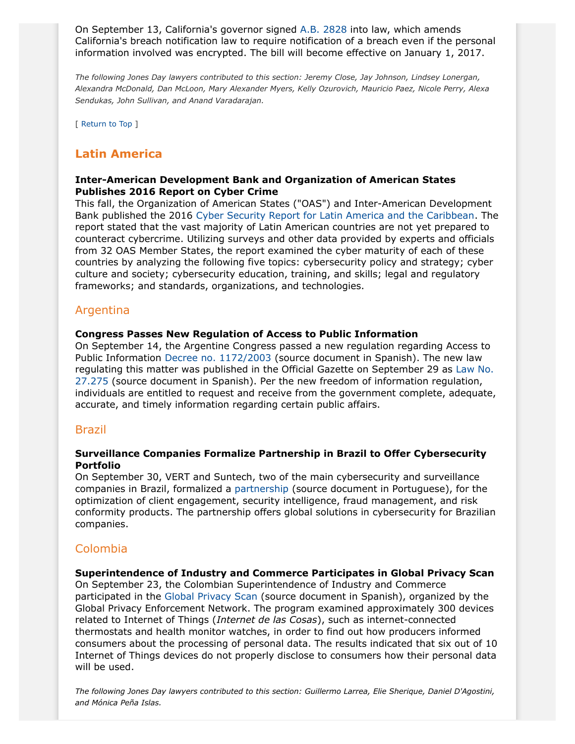On September 13, California's governor signed A.B. 2828 into law, which amends California's breach notification law to require notification of a breach even if the personal information involved was encrypted. The bill will become effective on January 1, 2017.

*The following Jones Day lawyers contributed to this section: Jeremy Close, Jay Johnson, Lindsey Lonergan, Alexandra McDonald, Dan McLoon, Mary Alexander Myers, Kelly Ozurovich, Mauricio Paez, Nicole Perry, Alexa Sendukas, John Sullivan, and Anand Varadarajan.*

[ Return to Top ]

## Latin America

**Inter-American Development Bank and Organization of American States Publishes 2016 Report on Cyber Crime**

This fall, the Organization of American States ("OAS") and Inter-American Development Bank published the 2016 Cyber Security Report for Latin America and the Caribbean. The report stated that the vast majority of Latin American countries are not yet prepared to counteract cybercrime. Utilizing surveys and other data provided by experts and officials from 32 OAS Member States, the report examined the cyber maturity of each of these countries by analyzing the following five topics: cybersecurity policy and strategy; cyber culture and society; cybersecurity education, training, and skills; legal and regulatory frameworks; and standards, organizations, and technologies.

### Argentina

**Congress Passes New Regulation of Access to Public Information**

On September 14, the Argentine Congress passed a new regulation regarding Access to Public Information Decree no. 1172/2003 (source document in Spanish). The new law regulating this matter was published in the Official Gazette on September 29 as Law No. 27.275 (source document in Spanish). Per the new freedom of information regulation, individuals are entitled to request and receive from the government complete, adequate, accurate, and timely information regarding certain public affairs.

### Brazil

**Surveillance Companies Formalize Partnership in Brazil to Offer Cybersecurity Portfolio**

On September 30, VERT and Suntech, two of the main cybersecurity and surveillance companies in Brazil, formalized a partnership (source document in Portuguese), for the optimization of client engagement, security intelligence, fraud management, and risk conformity products. The partnership offers global solutions in cybersecurity for Brazilian companies.

### Colombia

**Superintendence of Industry and Commerce Participates in Global Privacy Scan**

On September 23, the Colombian Superintendence of Industry and Commerce participated in the Global Privacy Scan (source document in Spanish), organized by the Global Privacy Enforcement Network. The program examined approximately 300 devices related to Internet of Things (*Internet de las Cosas*), such as internet-connected thermostats and health monitor watches, in order to find out how producers informed consumers about the processing of personal data. The results indicated that six out of 10 Internet of Things devices do not properly disclose to consumers how their personal data will be used.

*The following Jones Day lawyers contributed to this section: Guillermo Larrea, Elie Sherique, Daniel D'Agostini, and Mónica Peña Islas.*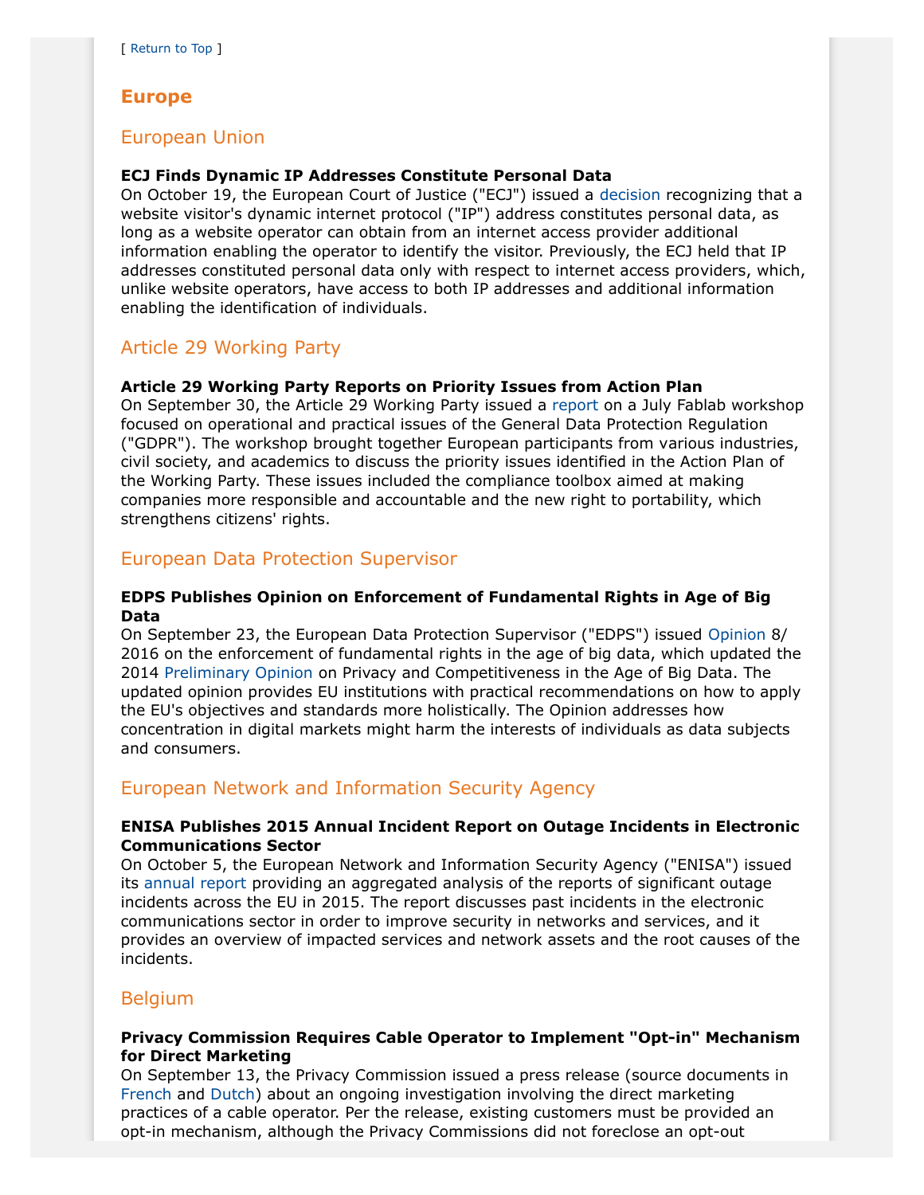[ Return to Top ]

## Europe

### European Union

**ECJ Finds Dynamic IP Addresses Constitute Personal Data**

On October 19, the European Court of Justice ("ECJ") issued a decision recognizing that a website visitor's dynamic internet protocol ("IP") address constitutes personal data, as long as a website operator can obtain from an internet access provider additional information enabling the operator to identify the visitor. Previously, the ECJ held that IP addresses constituted personal data only with respect to internet access providers, which, unlike website operators, have access to both IP addresses and additional information enabling the identification of individuals.

### Article 29 Working Party

**Article 29 Working Party Reports on Priority Issues from Action Plan**

On September 30, the Article 29 Working Party issued a report on a July Fablab workshop focused on operational and practical issues of the General Data Protection Regulation ("GDPR"). The workshop brought together European participants from various industries, civil society, and academics to discuss the priority issues identified in the Action Plan of the Working Party. These issues included the compliance toolbox aimed at making companies more responsible and accountable and the new right to portability, which strengthens citizens' rights.

### European Data Protection Supervisor

**EDPS Publishes Opinion on Enforcement of Fundamental Rights in Age of Big Data**

On September 23, the European Data Protection Supervisor ("EDPS") issued Opinion 8/2016 on the enforcement of fundamental rights in the age of big data, which updated the 2014 Preliminary Opinion on Privacy and Competitiveness in the Age of Big Data. The updated opinion provides EU institutions with practical recommendations on how to apply the EU's objectives and standards more holistically. The Opinion addresses how concentration in digital markets might harm the interests of individuals as data subjects and consumers.

### European Network and Information Security Agency

**ENISA Publishes 2015 Annual Incident Report on Outage Incidents in Electronic Communications Sector**

On October 5, the European Network and Information Security Agency ("ENISA") issued its annual report providing an aggregated analysis of the reports of significant outage incidents across the EU in 2015. The report discusses past incidents in the electronic communications sector in order to improve security in networks and services, and it provides an overview of impacted services and network assets and the root causes of the incidents.

### Belgium

**Privacy Commission Requires Cable Operator to Implement "Opt-in" Mechanism for Direct Marketing**

On September 13, the Privacy Commission issued a press release (source documents in French and Dutch) about an ongoing investigation involving the direct marketing practices of a cable operator. Per the release, existing customers must be provided an opt-in mechanism, although the Privacy Commissions did not foreclose an opt-out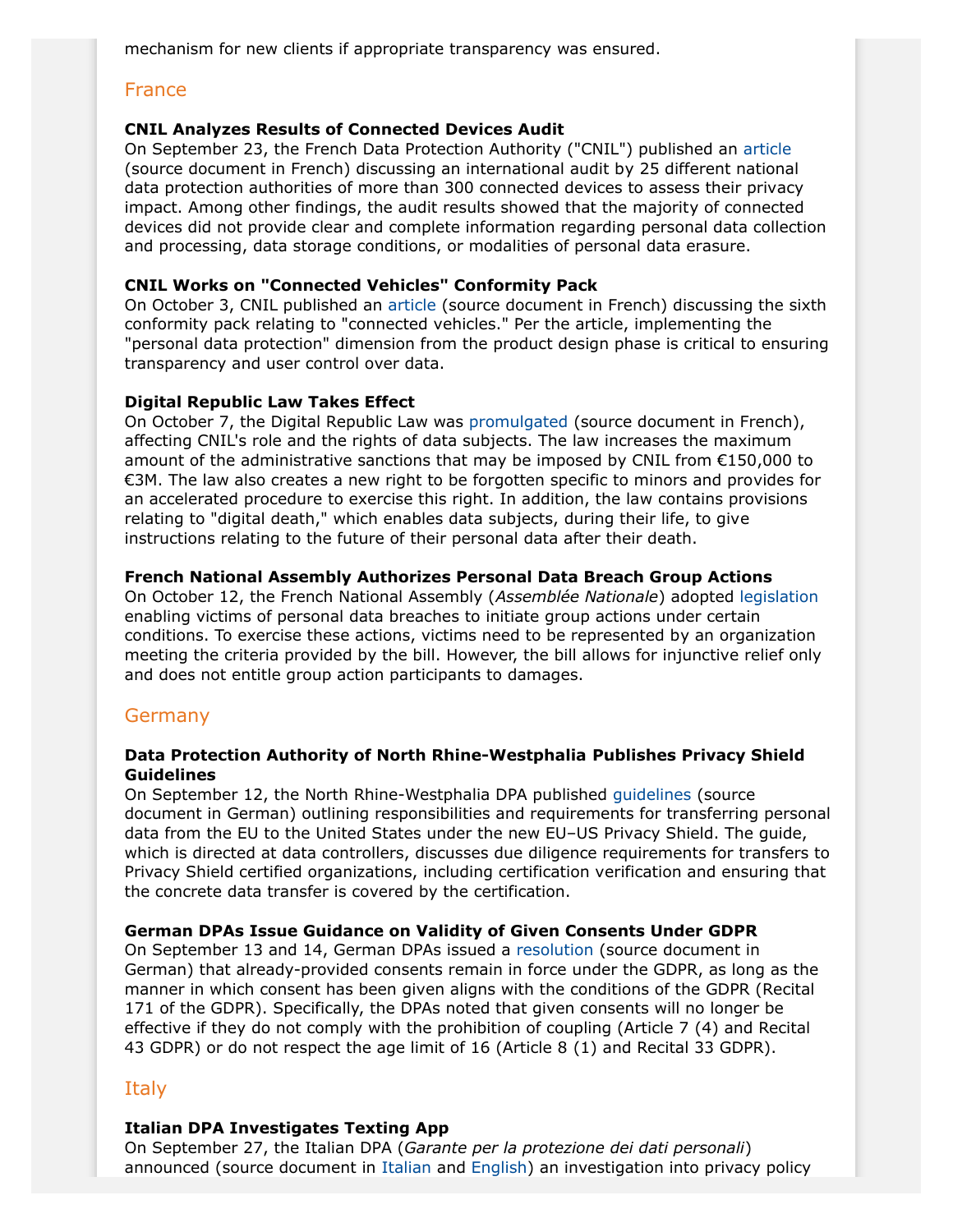mechanism for new clients if appropriate transparency was ensured.

## France

**CNIL Analyzes Results of Connected Devices Audit**

On September 23, the French Data Protection Authority ("CNIL") published an article (source document in French) discussing an international audit by 25 different national data protection authorities of more than 300 connected devices to assess their privacy impact. Among other findings, the audit results showed that the majority of connected devices did not provide clear and complete information regarding personal data collection and processing, data storage conditions, or modalities of personal data erasure.

**CNIL Works on "Connected Vehicles" Conformity Pack**

On October 3, CNIL published an article (source document in French) discussing the sixth conformity pack relating to "connected vehicles." Per the article, implementing the "personal data protection" dimension from the product design phase is critical to ensuring transparency and user control over data.

**Digital Republic Law Takes Effect**

On October 7, the Digital Republic Law was promulgated (source document in French), affecting CNIL's role and the rights of data subjects. The law increases the maximum amount of the administrative sanctions that may be imposed by CNIL from €150,000 to €3M. The law also creates a new right to be forgotten specific to minors and provides for an accelerated procedure to exercise this right. In addition, the law contains provisions relating to "digital death," which enables data subjects, during their life, to give instructions relating to the future of their personal data after their death.

**French National Assembly Authorizes Personal Data Breach Group Actions**

On October 12, the French National Assembly (*Assemblée Nationale*) adopted legislation enabling victims of personal data breaches to initiate group actions under certain conditions. To exercise these actions, victims need to be represented by an organization meeting the criteria provided by the bill. However, the bill allows for injunctive relief only and does not entitle group action participants to damages.

## Germany

**Data Protection Authority of North Rhine-Westphalia Publishes Privacy Shield Guidelines**

On September 12, the North Rhine-Westphalia DPA published guidelines (source document in German) outlining responsibilities and requirements for transferring personal data from the EU to the United States under the new EU–US Privacy Shield. The guide, which is directed at data controllers, discusses due diligence requirements for transfers to Privacy Shield certified organizations, including certification verification and ensuring that the concrete data transfer is covered by the certification.

**German DPAs Issue Guidance on Validity of Given Consents Under GDPR**

On September 13 and 14, German DPAs issued a resolution (source document in German) that already-provided consents remain in force under the GDPR, as long as the manner in which consent has been given aligns with the conditions of the GDPR (Recital 171 of the GDPR). Specifically, the DPAs noted that given consents will no longer be effective if they do not comply with the prohibition of coupling (Article 7 (4) and Recital 43 GDPR) or do not respect the age limit of 16 (Article 8 (1) and Recital 33 GDPR).

## Italy

**Italian DPA Investigates Texting App**

On September 27, the Italian DPA (*Garante per la protezione dei dati personali*) announced (source document in Italian and English) an investigation into privacy policy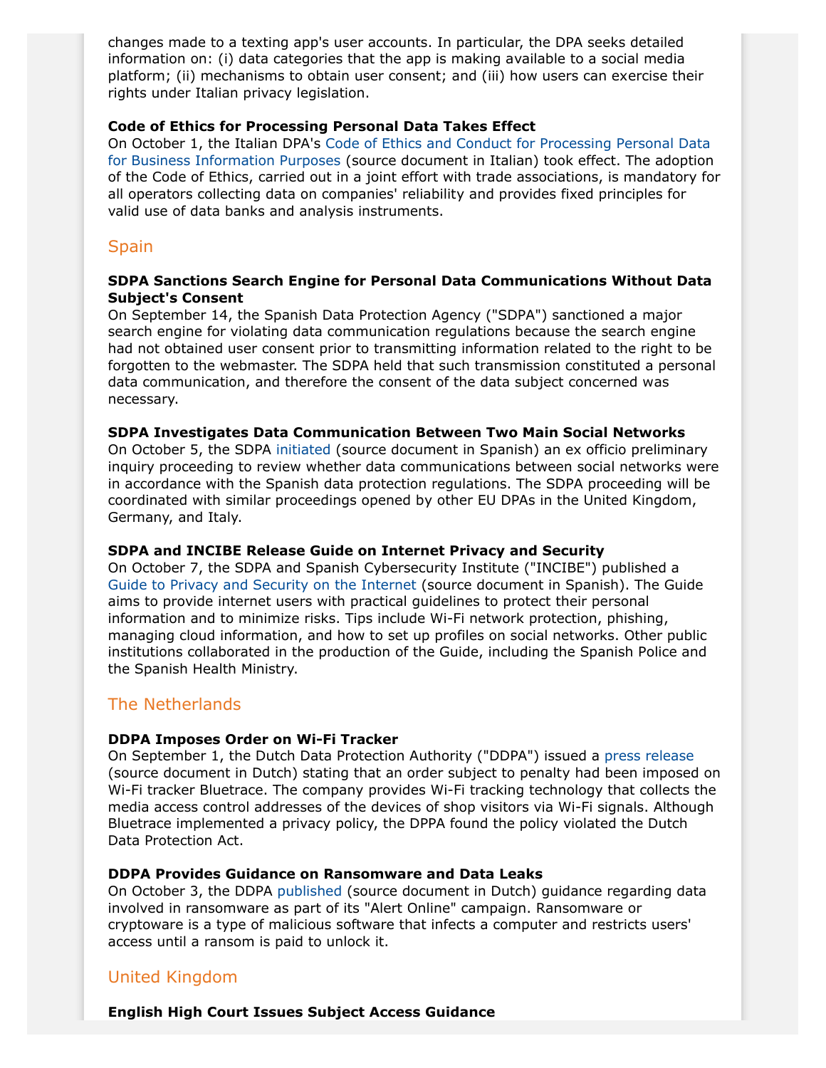changes made to a texting app's user accounts. In particular, the DPA seeks detailed information on: (i) data categories that the app is making available to a social media platform; (ii) mechanisms to obtain user consent; and (iii) how users can exercise their rights under Italian privacy legislation.

**Code of Ethics for Processing Personal Data Takes Effect**
On October 1, the Italian DPA's Code of Ethics and Conduct for Processing Personal Data for Business Information Purposes (source document in Italian) took effect. The adoption of the Code of Ethics, carried out in a joint effort with trade associations, is mandatory for all operators collecting data on companies' reliability and provides fixed principles for valid use of data banks and analysis instruments.

## Spain

**SDPA Sanctions Search Engine for Personal Data Communications Without Data Subject's Consent**
On September 14, the Spanish Data Protection Agency ("SDPA") sanctioned a major search engine for violating data communication regulations because the search engine had not obtained user consent prior to transmitting information related to the right to be forgotten to the webmaster. The SDPA held that such transmission constituted a personal data communication, and therefore the consent of the data subject concerned was necessary.

**SDPA Investigates Data Communication Between Two Main Social Networks**
On October 5, the SDPA initiated (source document in Spanish) an ex officio preliminary inquiry proceeding to review whether data communications between social networks were in accordance with the Spanish data protection regulations. The SDPA proceeding will be coordinated with similar proceedings opened by other EU DPAs in the United Kingdom, Germany, and Italy.

**SDPA and INCIBE Release Guide on Internet Privacy and Security**
On October 7, the SDPA and Spanish Cybersecurity Institute ("INCIBE") published a Guide to Privacy and Security on the Internet (source document in Spanish). The Guide aims to provide internet users with practical guidelines to protect their personal information and to minimize risks. Tips include Wi-Fi network protection, phishing, managing cloud information, and how to set up profiles on social networks. Other public institutions collaborated in the production of the Guide, including the Spanish Police and the Spanish Health Ministry.

## The Netherlands

**DDPA Imposes Order on Wi-Fi Tracker**
On September 1, the Dutch Data Protection Authority ("DDPA") issued a press release (source document in Dutch) stating that an order subject to penalty had been imposed on Wi-Fi tracker Bluetrace. The company provides Wi-Fi tracking technology that collects the media access control addresses of the devices of shop visitors via Wi-Fi signals. Although Bluetrace implemented a privacy policy, the DPPA found the policy violated the Dutch Data Protection Act.

**DDPA Provides Guidance on Ransomware and Data Leaks**
On October 3, the DDPA published (source document in Dutch) guidance regarding data involved in ransomware as part of its "Alert Online" campaign. Ransomware or cryptoware is a type of malicious software that infects a computer and restricts users' access until a ransom is paid to unlock it.

## United Kingdom

**English High Court Issues Subject Access Guidance**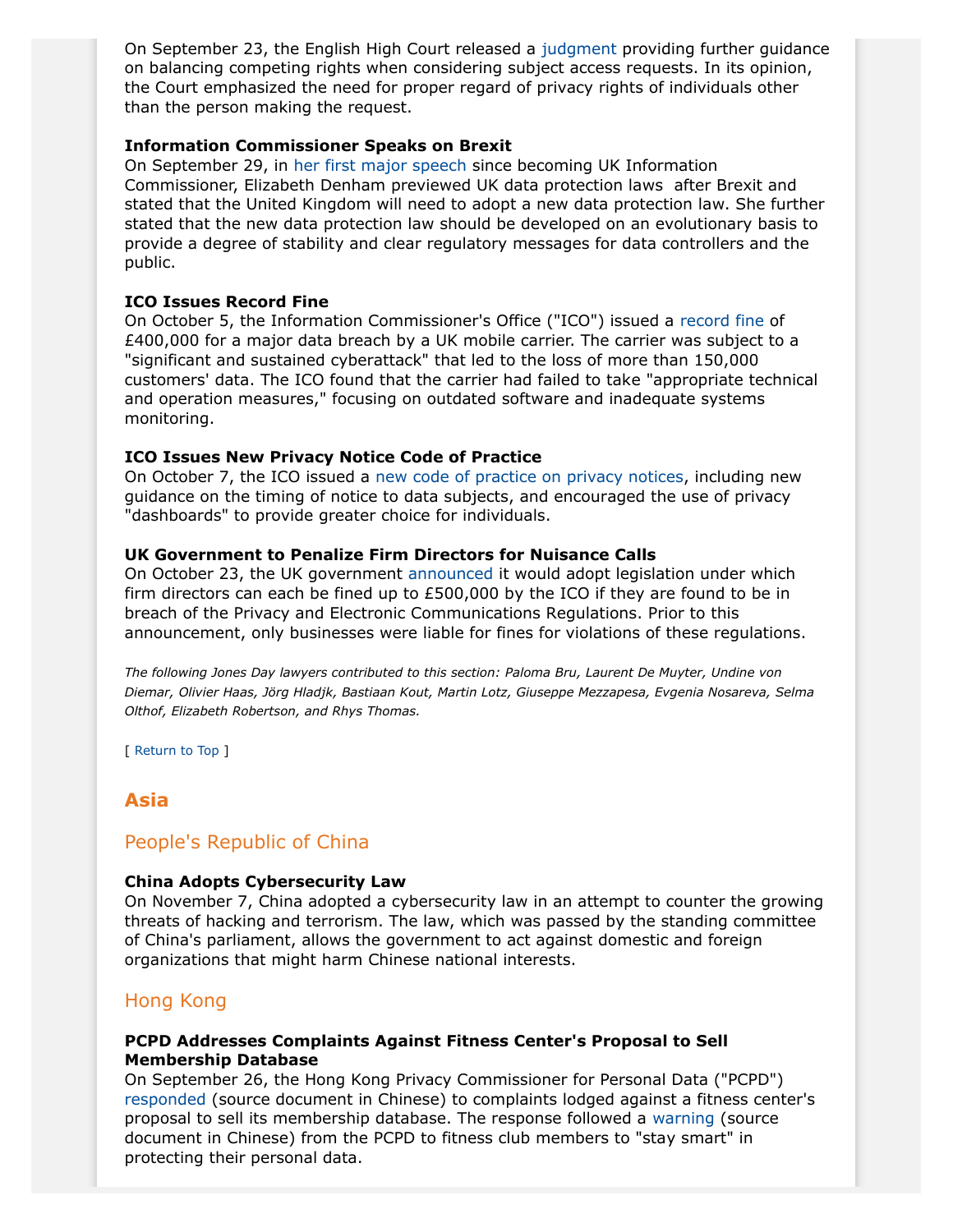On September 23, the English High Court released a judgment providing further guidance on balancing competing rights when considering subject access requests. In its opinion, the Court emphasized the need for proper regard of privacy rights of individuals other than the person making the request.

**Information Commissioner Speaks on Brexit**
On September 29, in her first major speech since becoming UK Information Commissioner, Elizabeth Denham previewed UK data protection laws after Brexit and stated that the United Kingdom will need to adopt a new data protection law. She further stated that the new data protection law should be developed on an evolutionary basis to provide a degree of stability and clear regulatory messages for data controllers and the public.

**ICO Issues Record Fine**
On October 5, the Information Commissioner's Office ("ICO") issued a record fine of £400,000 for a major data breach by a UK mobile carrier. The carrier was subject to a "significant and sustained cyberattack" that led to the loss of more than 150,000 customers' data. The ICO found that the carrier had failed to take "appropriate technical and operation measures," focusing on outdated software and inadequate systems monitoring.

**ICO Issues New Privacy Notice Code of Practice**
On October 7, the ICO issued a new code of practice on privacy notices, including new guidance on the timing of notice to data subjects, and encouraged the use of privacy "dashboards" to provide greater choice for individuals.

**UK Government to Penalize Firm Directors for Nuisance Calls**
On October 23, the UK government announced it would adopt legislation under which firm directors can each be fined up to £500,000 by the ICO if they are found to be in breach of the Privacy and Electronic Communications Regulations. Prior to this announcement, only businesses were liable for fines for violations of these regulations.

*The following Jones Day lawyers contributed to this section: Paloma Bru, Laurent De Muyter, Undine von Diemar, Olivier Haas, Jörg Hladjk, Bastiaan Kout, Martin Lotz, Giuseppe Mezzapesa, Evgenia Nosareva, Selma Olthof, Elizabeth Robertson, and Rhys Thomas.*

[ Return to Top ]

## Asia

### People's Republic of China

**China Adopts Cybersecurity Law**
On November 7, China adopted a cybersecurity law in an attempt to counter the growing threats of hacking and terrorism. The law, which was passed by the standing committee of China's parliament, allows the government to act against domestic and foreign organizations that might harm Chinese national interests.

### Hong Kong

**PCPD Addresses Complaints Against Fitness Center's Proposal to Sell Membership Database**
On September 26, the Hong Kong Privacy Commissioner for Personal Data ("PCPD") responded (source document in Chinese) to complaints lodged against a fitness center's proposal to sell its membership database. The response followed a warning (source document in Chinese) from the PCPD to fitness club members to "stay smart" in protecting their personal data.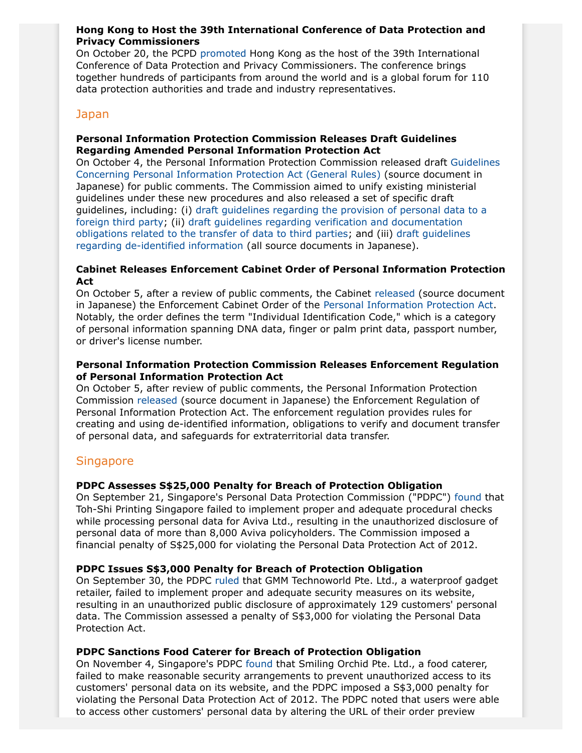**Hong Kong to Host the 39th International Conference of Data Protection and Privacy Commissioners**
On October 20, the PCPD promoted Hong Kong as the host of the 39th International Conference of Data Protection and Privacy Commissioners. The conference brings together hundreds of participants from around the world and is a global forum for 110 data protection authorities and trade and industry representatives.

## Japan

**Personal Information Protection Commission Releases Draft Guidelines Regarding Amended Personal Information Protection Act**
On October 4, the Personal Information Protection Commission released draft Guidelines Concerning Personal Information Protection Act (General Rules) (source document in Japanese) for public comments. The Commission aimed to unify existing ministerial guidelines under these new procedures and also released a set of specific draft guidelines, including: (i) draft guidelines regarding the provision of personal data to a foreign third party; (ii) draft guidelines regarding verification and documentation obligations related to the transfer of data to third parties; and (iii) draft guidelines regarding de-identified information (all source documents in Japanese).

**Cabinet Releases Enforcement Cabinet Order of Personal Information Protection Act**
On October 5, after a review of public comments, the Cabinet released (source document in Japanese) the Enforcement Cabinet Order of the Personal Information Protection Act. Notably, the order defines the term "Individual Identification Code," which is a category of personal information spanning DNA data, finger or palm print data, passport number, or driver's license number.

**Personal Information Protection Commission Releases Enforcement Regulation of Personal Information Protection Act**
On October 5, after review of public comments, the Personal Information Protection Commission released (source document in Japanese) the Enforcement Regulation of Personal Information Protection Act. The enforcement regulation provides rules for creating and using de-identified information, obligations to verify and document transfer of personal data, and safeguards for extraterritorial data transfer.

## Singapore

**PDPC Assesses S$25,000 Penalty for Breach of Protection Obligation**
On September 21, Singapore's Personal Data Protection Commission ("PDPC") found that Toh-Shi Printing Singapore failed to implement proper and adequate procedural checks while processing personal data for Aviva Ltd., resulting in the unauthorized disclosure of personal data of more than 8,000 Aviva policyholders. The Commission imposed a financial penalty of S$25,000 for violating the Personal Data Protection Act of 2012.

**PDPC Issues S$3,000 Penalty for Breach of Protection Obligation**
On September 30, the PDPC ruled that GMM Technoworld Pte. Ltd., a waterproof gadget retailer, failed to implement proper and adequate security measures on its website, resulting in an unauthorized public disclosure of approximately 129 customers' personal data. The Commission assessed a penalty of S$3,000 for violating the Personal Data Protection Act.

**PDPC Sanctions Food Caterer for Breach of Protection Obligation**
On November 4, Singapore's PDPC found that Smiling Orchid Pte. Ltd., a food caterer, failed to make reasonable security arrangements to prevent unauthorized access to its customers' personal data on its website, and the PDPC imposed a S$3,000 penalty for violating the Personal Data Protection Act of 2012. The PDPC noted that users were able to access other customers' personal data by altering the URL of their order preview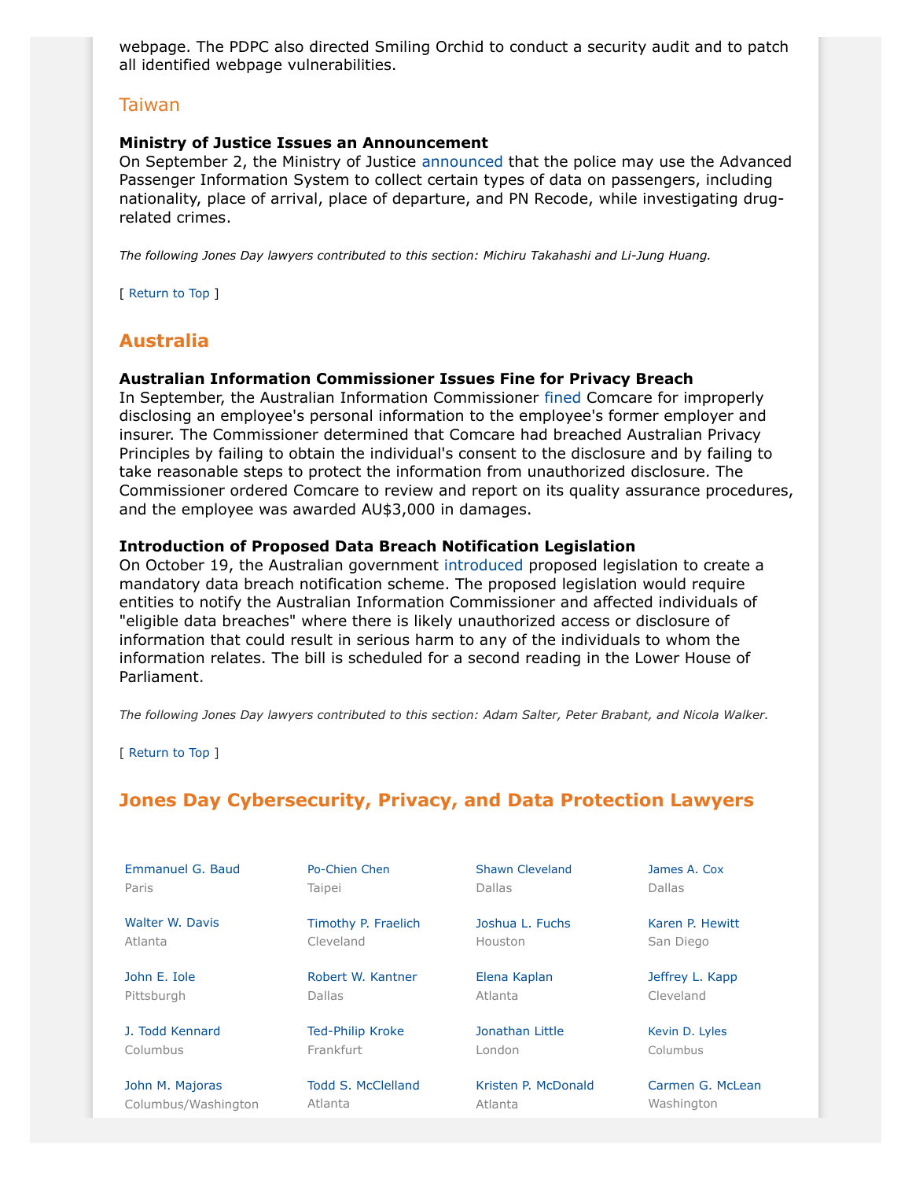webpage. The PDPC also directed Smiling Orchid to conduct a security audit and to patch all identified webpage vulnerabilities.

### Taiwan

**Ministry of Justice Issues an Announcement**
On September 2, the Ministry of Justice announced that the police may use the Advanced Passenger Information System to collect certain types of data on passengers, including nationality, place of arrival, place of departure, and PN Recode, while investigating drug-related crimes.

*The following Jones Day lawyers contributed to this section: Michiru Takahashi and Li-Jung Huang.*

[ Return to Top ]

## Australia

**Australian Information Commissioner Issues Fine for Privacy Breach**
In September, the Australian Information Commissioner fined Comcare for improperly disclosing an employee's personal information to the employee's former employer and insurer. The Commissioner determined that Comcare had breached Australian Privacy Principles by failing to obtain the individual's consent to the disclosure and by failing to take reasonable steps to protect the information from unauthorized disclosure. The Commissioner ordered Comcare to review and report on its quality assurance procedures, and the employee was awarded AU$3,000 in damages.

**Introduction of Proposed Data Breach Notification Legislation**
On October 19, the Australian government introduced proposed legislation to create a mandatory data breach notification scheme. The proposed legislation would require entities to notify the Australian Information Commissioner and affected individuals of "eligible data breaches" where there is likely unauthorized access or disclosure of information that could result in serious harm to any of the individuals to whom the information relates. The bill is scheduled for a second reading in the Lower House of Parliament.

*The following Jones Day lawyers contributed to this section: Adam Salter, Peter Brabant, and Nicola Walker.*

[ Return to Top ]

## Jones Day Cybersecurity, Privacy, and Data Protection Lawyers

| | | | |
|---|---|---|---|
| Emmanuel G. Baud<br>Paris | Po-Chien Chen<br>Taipei | Shawn Cleveland<br>Dallas | James A. Cox<br>Dallas |
| Walter W. Davis<br>Atlanta | Timothy P. Fraelich<br>Cleveland | Joshua L. Fuchs<br>Houston | Karen P. Hewitt<br>San Diego |
| John E. Iole<br>Pittsburgh | Robert W. Kantner<br>Dallas | Elena Kaplan<br>Atlanta | Jeffrey L. Kapp<br>Cleveland |
| J. Todd Kennard<br>Columbus | Ted-Philip Kroke<br>Frankfurt | Jonathan Little<br>London | Kevin D. Lyles<br>Columbus |
| John M. Majoras<br>Columbus/Washington | Todd S. McClelland<br>Atlanta | Kristen P. McDonald<br>Atlanta | Carmen G. McLean<br>Washington |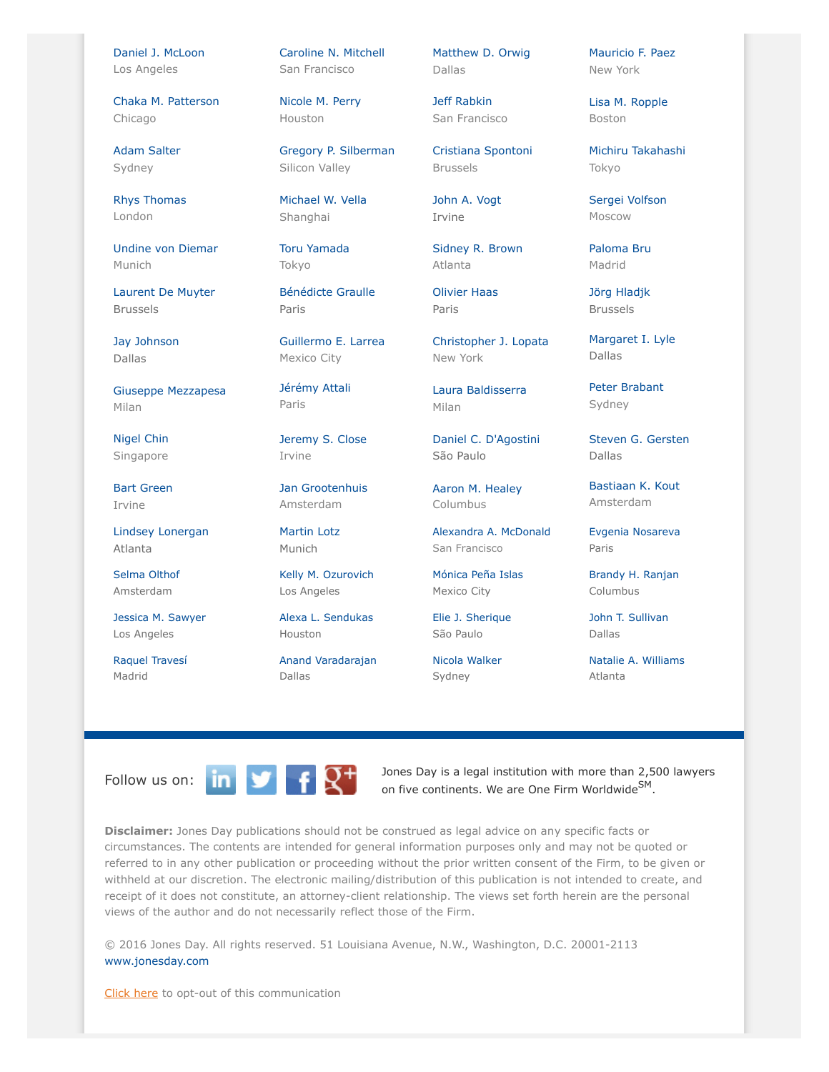Daniel J. McLoon
Los Angeles

Caroline N. Mitchell
San Francisco

Matthew D. Orwig
Dallas

Mauricio F. Paez
New York

Chaka M. Patterson
Chicago

Nicole M. Perry
Houston

Jeff Rabkin
San Francisco

Lisa M. Ropple
Boston

Adam Salter
Sydney

Gregory P. Silberman
Silicon Valley

Cristiana Spontoni
Brussels

Michiru Takahashi
Tokyo

Rhys Thomas
London

Michael W. Vella
Shanghai

John A. Vogt
Irvine

Sergei Volfson
Moscow

Undine von Diemar
Munich

Toru Yamada
Tokyo

Sidney R. Brown
Atlanta

Paloma Bru
Madrid

Laurent De Muyter
Brussels

Bénédicte Graulle
Paris

Olivier Haas
Paris

Jörg Hladjk
Brussels

Jay Johnson
Dallas

Guillermo E. Larrea
Mexico City

Christopher J. Lopata
New York

Margaret I. Lyle
Dallas

Giuseppe Mezzapesa
Milan

Jérémy Attali
Paris

Laura Baldisserra
Milan

Peter Brabant
Sydney

Nigel Chin
Singapore

Jeremy S. Close
Irvine

Daniel C. D'Agostini
São Paulo

Steven G. Gersten
Dallas

Bart Green
Irvine

Jan Grootenhuis
Amsterdam

Aaron M. Healey
Columbus

Bastiaan K. Kout
Amsterdam

Lindsey Lonergan
Atlanta

Martin Lotz
Munich

Alexandra A. McDonald
San Francisco

Evgenia Nosareva
Paris

Selma Olthof
Amsterdam

Kelly M. Ozurovich
Los Angeles

Mónica Peña Islas
Mexico City

Brandy H. Ranjan
Columbus

Jessica M. Sawyer
Los Angeles

Alexa L. Sendukas
Houston

Elie J. Sherique
São Paulo

John T. Sullivan
Dallas

Raquel Travesí
Madrid

Anand Varadarajan
Dallas

Nicola Walker
Sydney

Natalie A. Williams
Atlanta

Follow us on:

Jones Day is a legal institution with more than 2,500 lawyers on five continents. We are One Firm Worldwide[SM].

**Disclaimer:** Jones Day publications should not be construed as legal advice on any specific facts or circumstances. The contents are intended for general information purposes only and may not be quoted or referred to in any other publication or proceeding without the prior written consent of the Firm, to be given or withheld at our discretion. The electronic mailing/distribution of this publication is not intended to create, and receipt of it does not constitute, an attorney-client relationship. The views set forth herein are the personal views of the author and do not necessarily reflect those of the Firm.

© 2016 Jones Day. All rights reserved. 51 Louisiana Avenue, N.W., Washington, D.C. 20001-2113
www.jonesday.com

Click here to opt-out of this communication